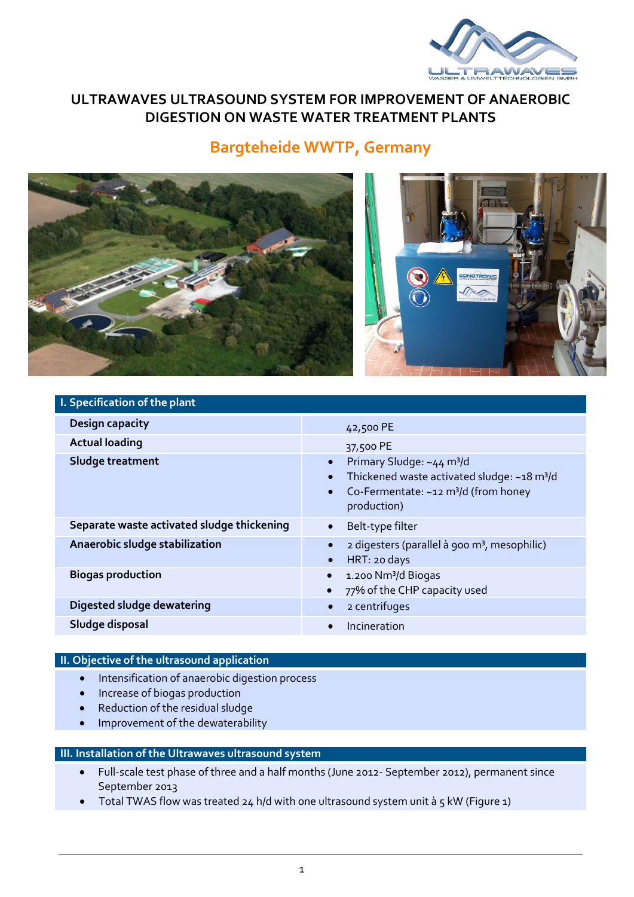# ULTRAWAVES ULTRASOUND SYSTEM FOR IMPROVEMENT OF ANAEROBIC DIGESTION ON WASTE WATER TREATMENT PLANTS

## Bargteheide WWTP, Germany

| I. Specification of the plant | |
|---|---|
| **Design capacity** | 42,500 PE |
| **Actual loading** | 37,500 PE |
| **Sludge treatment** | • Primary Sludge: ~44 m³/d<br>• Thickened waste activated sludge: ~18 m³/d<br>• Co-Fermentate: ~12 m³/d (from honey production) |
| **Separate waste activated sludge thickening** | • Belt-type filter |
| **Anaerobic sludge stabilization** | • 2 digesters (parallel à 900 m³, mesophilic)<br>• HRT: 20 days |
| **Biogas production** | • 1.200 Nm³/d Biogas<br>• 77% of the CHP capacity used |
| **Digested sludge dewatering** | • 2 centrifuges |
| **Sludge disposal** | • Incineration |

### II. Objective of the ultrasound application

- Intensification of anaerobic digestion process
- Increase of biogas production
- Reduction of the residual sludge
- Improvement of the dewaterability

### III. Installation of the Ultrawaves ultrasound system

- Full-scale test phase of three and a half months (June 2012- September 2012), permanent since September 2013
- Total TWAS flow was treated 24 h/d with one ultrasound system unit à 5 kW (Figure 1)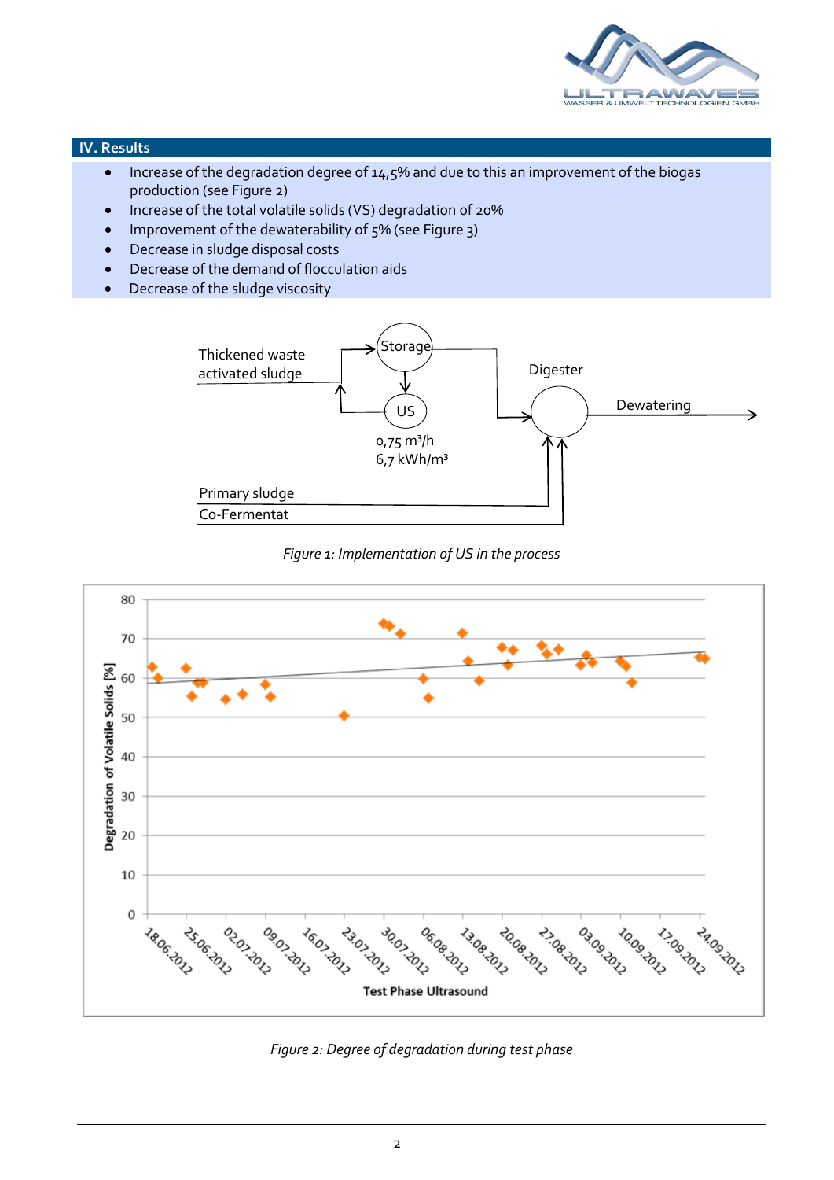## IV. Results

- Increase of the degradation degree of 14,5% and due to this an improvement of the biogas production (see Figure 2)
- Increase of the total volatile solids (VS) degradation of 20%
- Improvement of the dewaterability of 5% (see Figure 3)
- Decrease in sludge disposal costs
- Decrease of the demand of flocculation aids
- Decrease of the sludge viscosity

*Figure 1: Implementation of US in the process*

*Figure 2: Degree of degradation during test phase*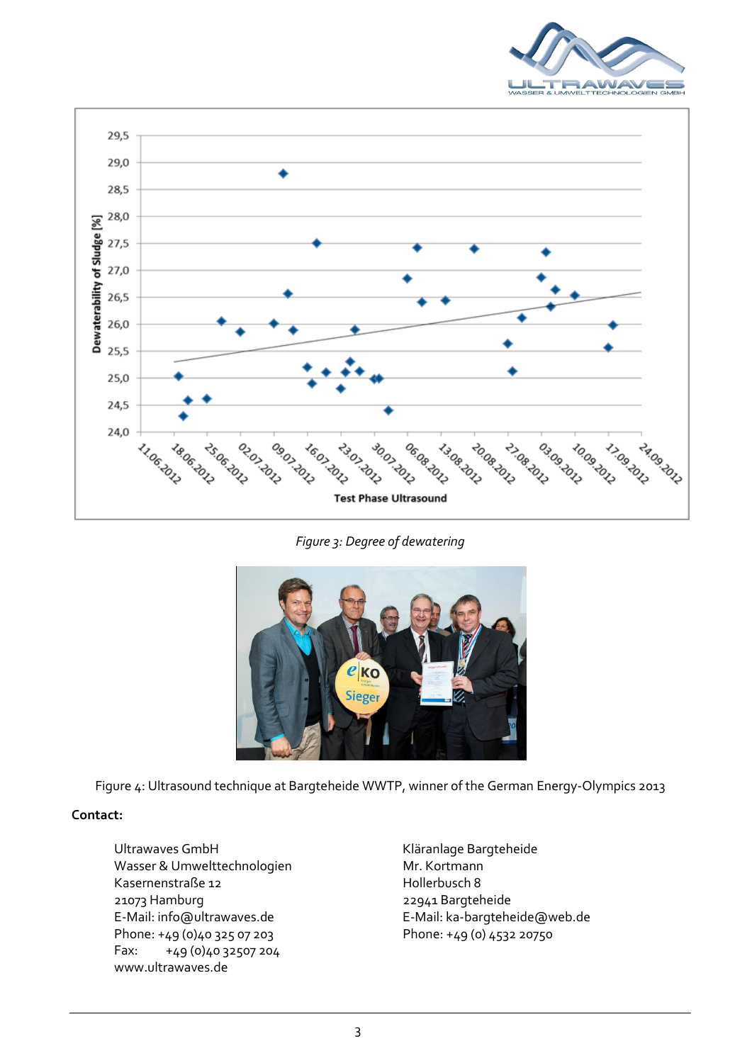29,5
29,0
28,5
28,0
27,5
27,0
26,5
26,0
25,5
25,0
24,5
24,0

Dewaterability of Sludge [%]

11.06.2012
18.06.2012
25.06.2012
02.07.2012
09.07.2012
16.07.2012
23.07.2012
30.07.2012
06.08.2012
13.08.2012
20.08.2012
27.08.2012
03.09.2012
10.09.2012
17.09.2012
24.09.2012

Test Phase Ultrasound

*Figure 3: Degree of dewatering*

Figure 4: Ultrasound technique at Bargteheide WWTP, winner of the German Energy-Olympics 2013

**Contact:**

Ultrawaves GmbH
Wasser & Umwelttechnologien
Kasernenstraße 12
21073 Hamburg
E-Mail: info@ultrawaves.de
Phone: +49 (0)40 325 07 203
Fax: +49 (0)40 32507 204
www.ultrawaves.de

Kläranlage Bargteheide
Mr. Kortmann
Hollerbusch 8
22941 Bargteheide
E-Mail: ka-bargteheide@web.de
Phone: +49 (0) 4532 20750